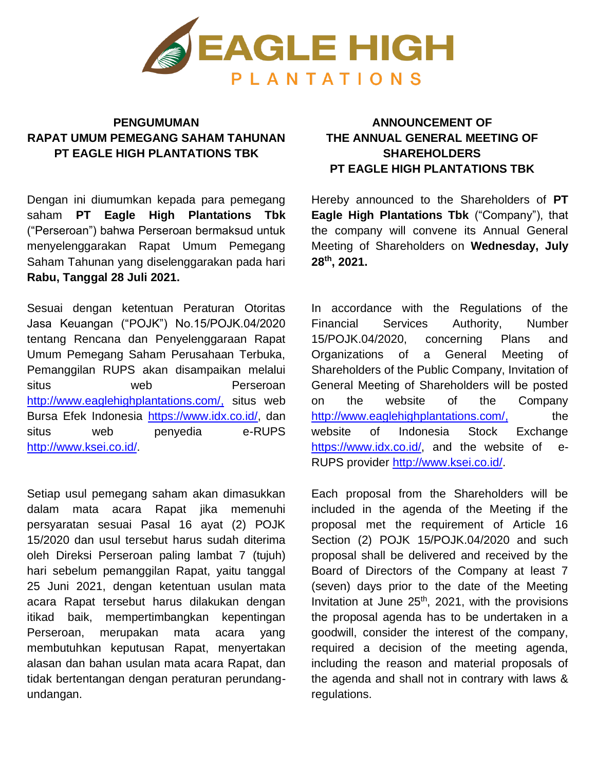EAGLE HIGH PLANTATIONS

## PENGUMUMAN RAPAT UMUM PEMEGANG SAHAM TAHUNAN PT EAGLE HIGH PLANTATIONS TBK

Dengan ini diumumkan kepada para pemegang saham **PT Eagle High Plantations Tbk** ("Perseroan") bahwa Perseroan bermaksud untuk menyelenggarakan Rapat Umum Pemegang Saham Tahunan yang diselenggarakan pada hari **Rabu, Tanggal 28 Juli 2021.**

Sesuai dengan ketentuan Peraturan Otoritas Jasa Keuangan ("POJK") No.15/POJK.04/2020 tentang Rencana dan Penyelenggaraan Rapat Umum Pemegang Saham Perusahaan Terbuka, Pemanggilan RUPS akan disampaikan melalui situs web Perseroan http://www.eaglehighplantations.com/, situs web Bursa Efek Indonesia https://www.idx.co.id/, dan situs web penyedia e-RUPS http://www.ksei.co.id/.

Setiap usul pemegang saham akan dimasukkan dalam mata acara Rapat jika memenuhi persyaratan sesuai Pasal 16 ayat (2) POJK 15/2020 dan usul tersebut harus sudah diterima oleh Direksi Perseroan paling lambat 7 (tujuh) hari sebelum pemanggilan Rapat, yaitu tanggal 25 Juni 2021, dengan ketentuan usulan mata acara Rapat tersebut harus dilakukan dengan itikad baik, mempertimbangkan kepentingan Perseroan, merupakan mata acara yang membutuhkan keputusan Rapat, menyertakan alasan dan bahan usulan mata acara Rapat, dan tidak bertentangan dengan peraturan perundang-undangan.

## ANNOUNCEMENT OF THE ANNUAL GENERAL MEETING OF SHAREHOLDERS PT EAGLE HIGH PLANTATIONS TBK

Hereby announced to the Shareholders of **PT Eagle High Plantations Tbk** ("Company"), that the company will convene its Annual General Meeting of Shareholders on **Wednesday, July 28th, 2021.**

In accordance with the Regulations of the Financial Services Authority, Number 15/POJK.04/2020, concerning Plans and Organizations of a General Meeting of Shareholders of the Public Company, Invitation of General Meeting of Shareholders will be posted on the website of the Company http://www.eaglehighplantations.com/, the website of Indonesia Stock Exchange https://www.idx.co.id/, and the website of e-RUPS provider http://www.ksei.co.id/.

Each proposal from the Shareholders will be included in the agenda of the Meeting if the proposal met the requirement of Article 16 Section (2) POJK 15/POJK.04/2020 and such proposal shall be delivered and received by the Board of Directors of the Company at least 7 (seven) days prior to the date of the Meeting Invitation at June 25th, 2021, with the provisions the proposal agenda has to be undertaken in a goodwill, consider the interest of the company, required a decision of the meeting agenda, including the reason and material proposals of the agenda and shall not in contrary with laws & regulations.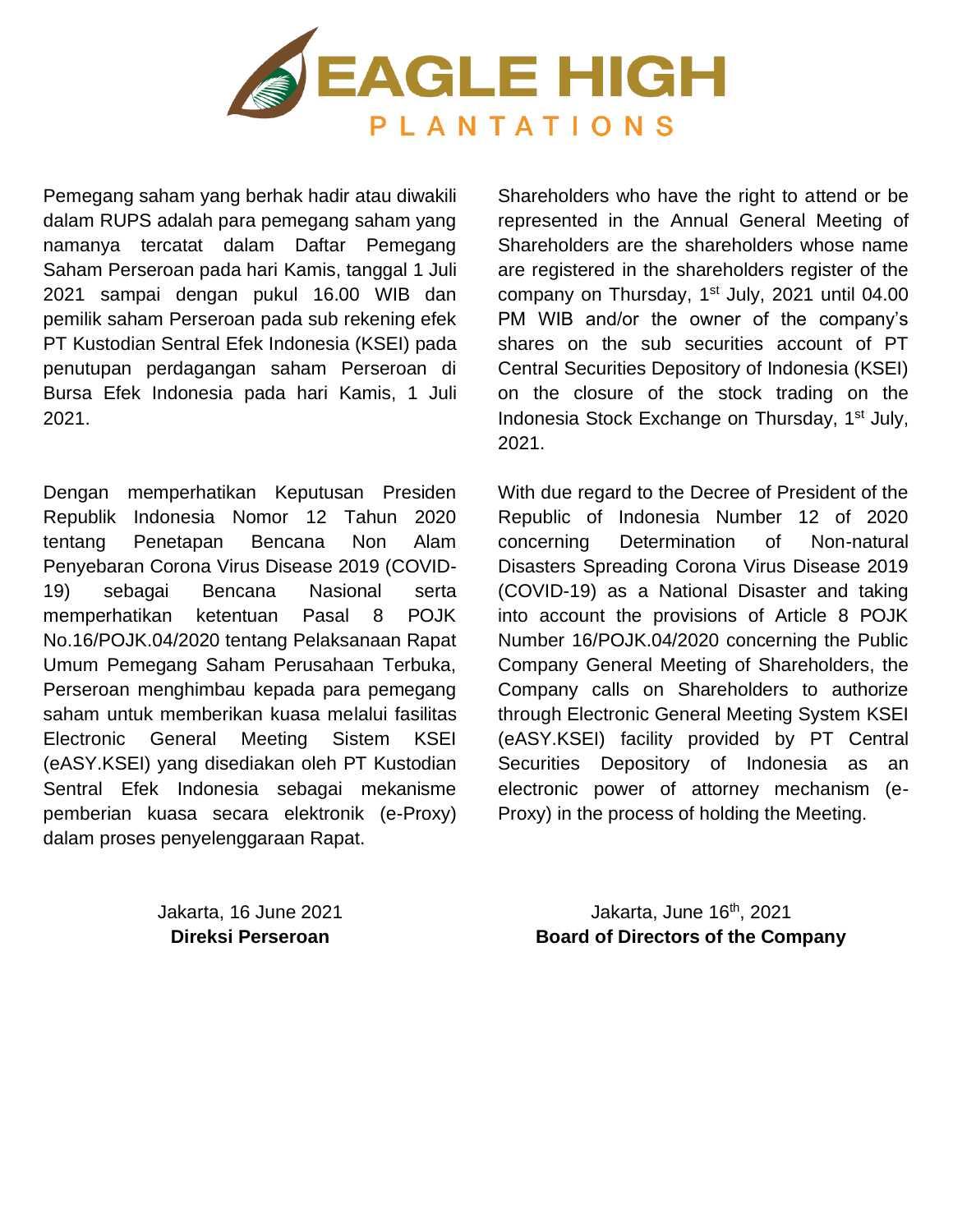EAGLE HIGH PLANTATIONS

Pemegang saham yang berhak hadir atau diwakili dalam RUPS adalah para pemegang saham yang namanya tercatat dalam Daftar Pemegang Saham Perseroan pada hari Kamis, tanggal 1 Juli 2021 sampai dengan pukul 16.00 WIB dan pemilik saham Perseroan pada sub rekening efek PT Kustodian Sentral Efek Indonesia (KSEI) pada penutupan perdagangan saham Perseroan di Bursa Efek Indonesia pada hari Kamis, 1 Juli 2021.

Dengan memperhatikan Keputusan Presiden Republik Indonesia Nomor 12 Tahun 2020 tentang Penetapan Bencana Non Alam Penyebaran Corona Virus Disease 2019 (COVID-19) sebagai Bencana Nasional serta memperhatikan ketentuan Pasal 8 POJK No.16/POJK.04/2020 tentang Pelaksanaan Rapat Umum Pemegang Saham Perusahaan Terbuka, Perseroan menghimbau kepada para pemegang saham untuk memberikan kuasa melalui fasilitas Electronic General Meeting Sistem KSEI (eASY.KSEI) yang disediakan oleh PT Kustodian Sentral Efek Indonesia sebagai mekanisme pemberian kuasa secara elektronik (e-Proxy) dalam proses penyelenggaraan Rapat.

Jakarta, 16 June 2021
**Direksi Perseroan**

Shareholders who have the right to attend or be represented in the Annual General Meeting of Shareholders are the shareholders whose name are registered in the shareholders register of the company on Thursday, 1st July, 2021 until 04.00 PM WIB and/or the owner of the company's shares on the sub securities account of PT Central Securities Depository of Indonesia (KSEI) on the closure of the stock trading on the Indonesia Stock Exchange on Thursday, 1st July, 2021.

With due regard to the Decree of President of the Republic of Indonesia Number 12 of 2020 concerning Determination of Non-natural Disasters Spreading Corona Virus Disease 2019 (COVID-19) as a National Disaster and taking into account the provisions of Article 8 POJK Number 16/POJK.04/2020 concerning the Public Company General Meeting of Shareholders, the Company calls on Shareholders to authorize through Electronic General Meeting System KSEI (eASY.KSEI) facility provided by PT Central Securities Depository of Indonesia as an electronic power of attorney mechanism (e-Proxy) in the process of holding the Meeting.

Jakarta, June 16th, 2021
**Board of Directors of the Company**